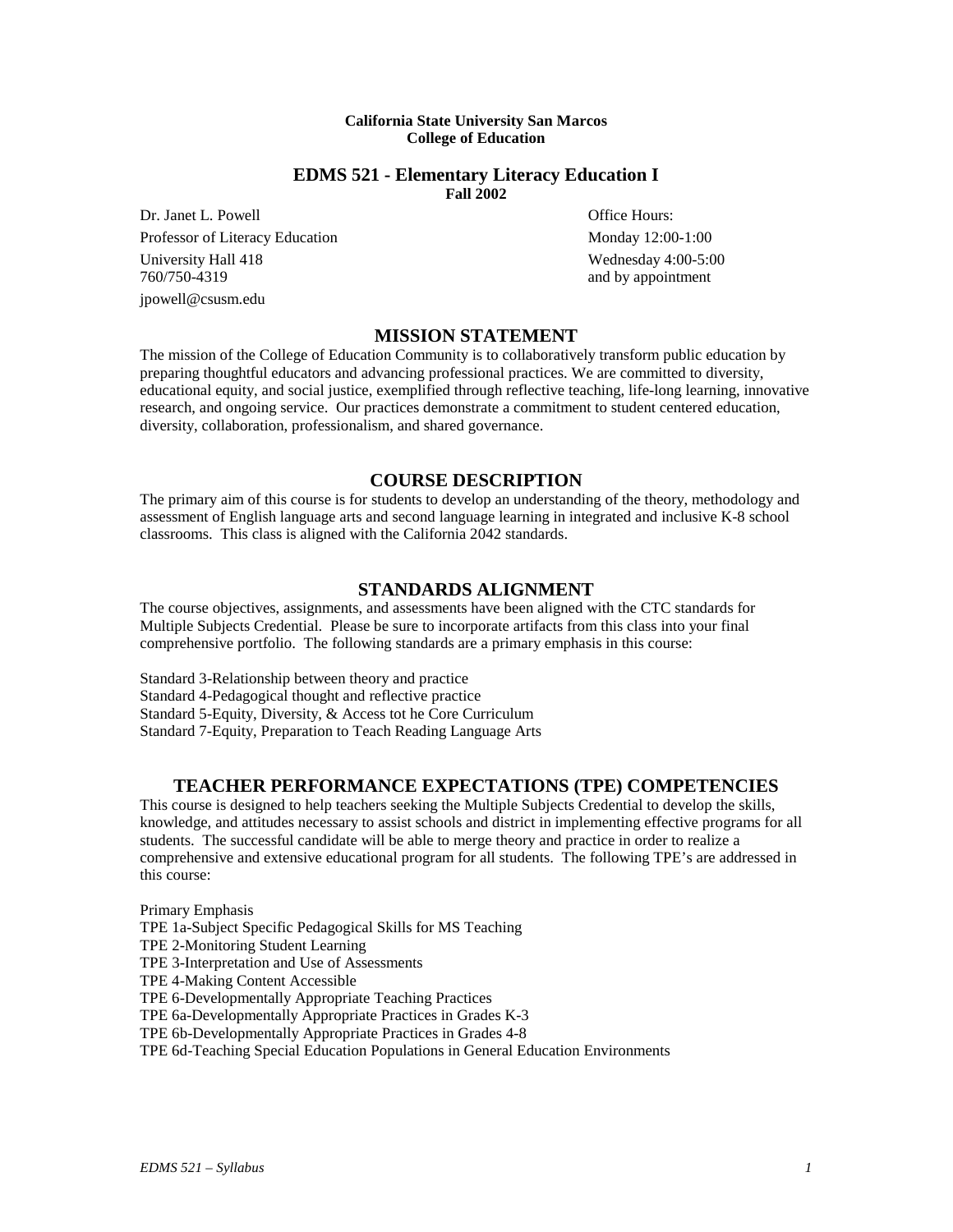**California State University San Marcos**
**College of Education**

# EDMS 521 - Elementary Literacy Education I

**Fall 2002**

Dr. Janet L. Powell
Professor of Literacy Education
University Hall 418
760/750-4319
jpowell@csusm.edu

Office Hours:
Monday 12:00-1:00
Wednesday 4:00-5:00
and by appointment

## MISSION STATEMENT

The mission of the College of Education Community is to collaboratively transform public education by preparing thoughtful educators and advancing professional practices. We are committed to diversity, educational equity, and social justice, exemplified through reflective teaching, life-long learning, innovative research, and ongoing service. Our practices demonstrate a commitment to student centered education, diversity, collaboration, professionalism, and shared governance.

## COURSE DESCRIPTION

The primary aim of this course is for students to develop an understanding of the theory, methodology and assessment of English language arts and second language learning in integrated and inclusive K-8 school classrooms. This class is aligned with the California 2042 standards.

## STANDARDS ALIGNMENT

The course objectives, assignments, and assessments have been aligned with the CTC standards for Multiple Subjects Credential. Please be sure to incorporate artifacts from this class into your final comprehensive portfolio. The following standards are a primary emphasis in this course:

Standard 3-Relationship between theory and practice
Standard 4-Pedagogical thought and reflective practice
Standard 5-Equity, Diversity, & Access tot he Core Curriculum
Standard 7-Equity, Preparation to Teach Reading Language Arts

## TEACHER PERFORMANCE EXPECTATIONS (TPE) COMPETENCIES

This course is designed to help teachers seeking the Multiple Subjects Credential to develop the skills, knowledge, and attitudes necessary to assist schools and district in implementing effective programs for all students. The successful candidate will be able to merge theory and practice in order to realize a comprehensive and extensive educational program for all students. The following TPE's are addressed in this course:

Primary Emphasis
TPE 1a-Subject Specific Pedagogical Skills for MS Teaching
TPE 2-Monitoring Student Learning
TPE 3-Interpretation and Use of Assessments
TPE 4-Making Content Accessible
TPE 6-Developmentally Appropriate Teaching Practices
TPE 6a-Developmentally Appropriate Practices in Grades K-3
TPE 6b-Developmentally Appropriate Practices in Grades 4-8
TPE 6d-Teaching Special Education Populations in General Education Environments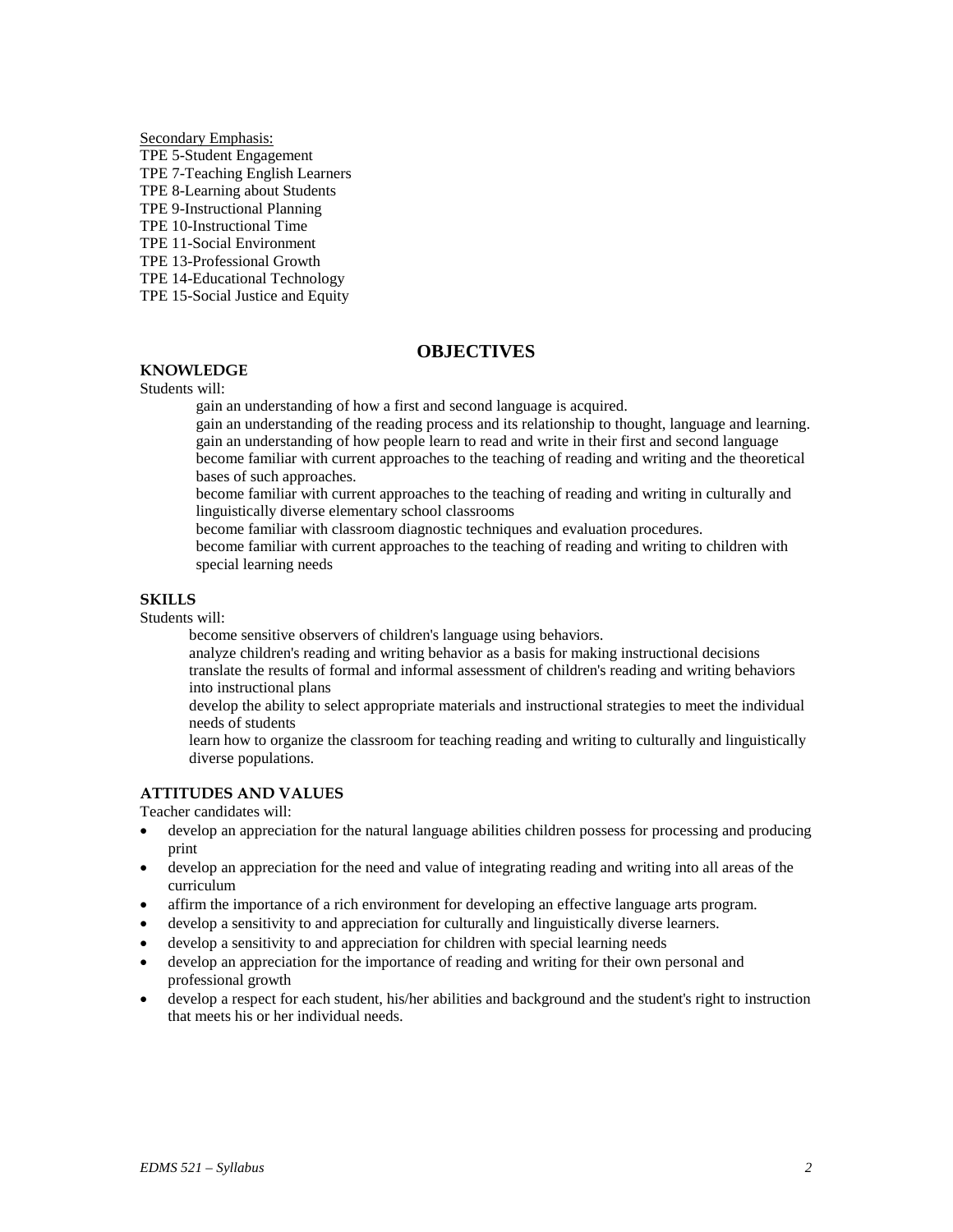Secondary Emphasis:

TPE 5-Student Engagement
TPE 7-Teaching English Learners
TPE 8-Learning about Students
TPE 9-Instructional Planning
TPE 10-Instructional Time
TPE 11-Social Environment
TPE 13-Professional Growth
TPE 14-Educational Technology
TPE 15-Social Justice and Equity

## OBJECTIVES

### KNOWLEDGE

Students will:

- gain an understanding of how a first and second language is acquired.
- gain an understanding of the reading process and its relationship to thought, language and learning.
- gain an understanding of how people learn to read and write in their first and second language
- become familiar with current approaches to the teaching of reading and writing and the theoretical bases of such approaches.
- become familiar with current approaches to the teaching of reading and writing in culturally and linguistically diverse elementary school classrooms
- become familiar with classroom diagnostic techniques and evaluation procedures.
- become familiar with current approaches to the teaching of reading and writing to children with special learning needs

### SKILLS

Students will:

- become sensitive observers of children's language using behaviors.
- analyze children's reading and writing behavior as a basis for making instructional decisions
- translate the results of formal and informal assessment of children's reading and writing behaviors into instructional plans
- develop the ability to select appropriate materials and instructional strategies to meet the individual needs of students
- learn how to organize the classroom for teaching reading and writing to culturally and linguistically diverse populations.

### ATTITUDES AND VALUES

Teacher candidates will:

- develop an appreciation for the natural language abilities children possess for processing and producing print
- develop an appreciation for the need and value of integrating reading and writing into all areas of the curriculum
- affirm the importance of a rich environment for developing an effective language arts program.
- develop a sensitivity to and appreciation for culturally and linguistically diverse learners.
- develop a sensitivity to and appreciation for children with special learning needs
- develop an appreciation for the importance of reading and writing for their own personal and professional growth
- develop a respect for each student, his/her abilities and background and the student's right to instruction that meets his or her individual needs.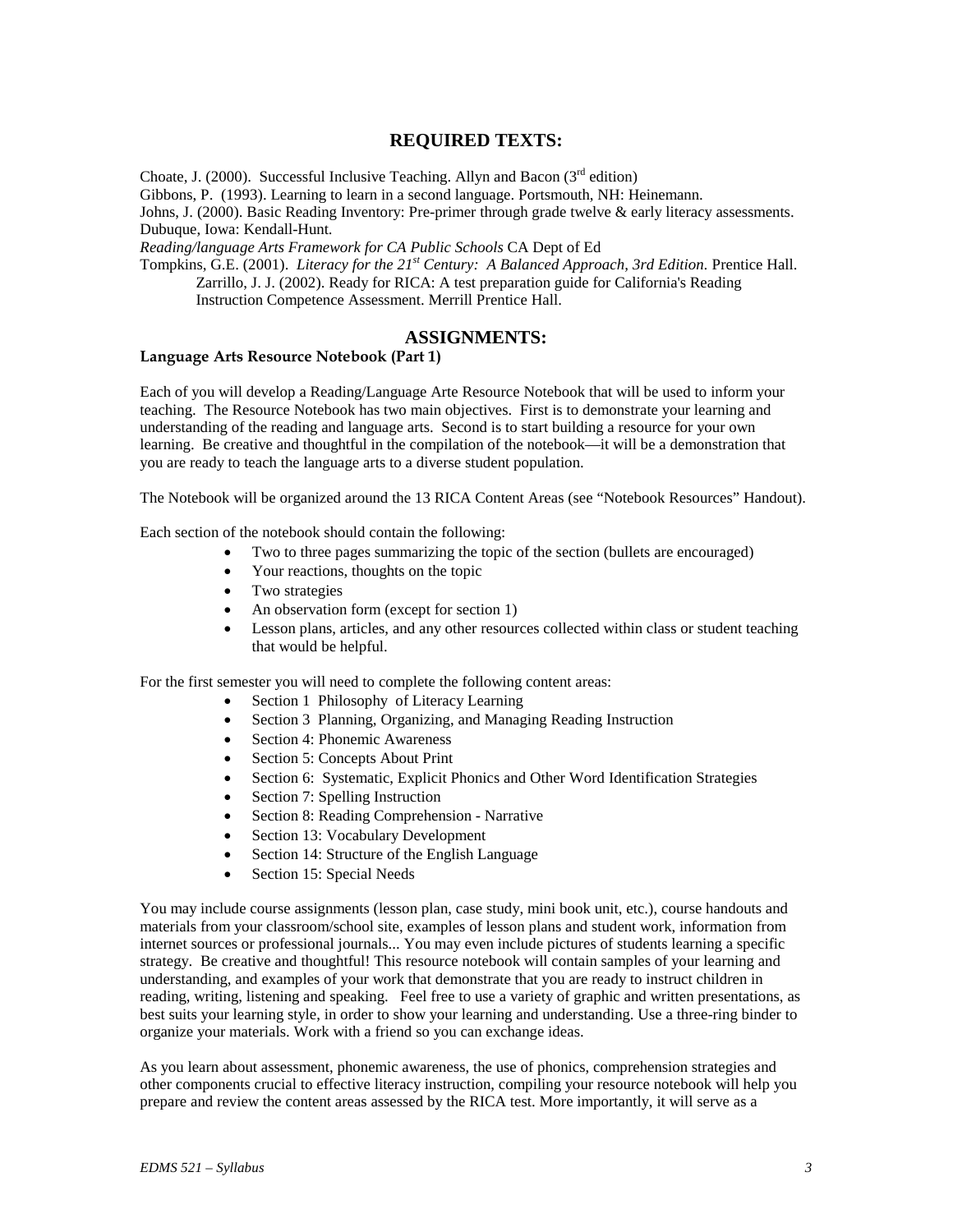## REQUIRED TEXTS:

Choate, J. (2000). Successful Inclusive Teaching. Allyn and Bacon (3rd edition)
Gibbons, P. (1993). Learning to learn in a second language. Portsmouth, NH: Heinemann.
Johns, J. (2000). Basic Reading Inventory: Pre-primer through grade twelve & early literacy assessments. Dubuque, Iowa: Kendall-Hunt.
*Reading/language Arts Framework for CA Public Schools* CA Dept of Ed
Tompkins, G.E. (2001). *Literacy for the 21st Century: A Balanced Approach, 3rd Edition.* Prentice Hall.
Zarrillo, J. J. (2002). Ready for RICA: A test preparation guide for California's Reading Instruction Competence Assessment. Merrill Prentice Hall.

## ASSIGNMENTS:

**Language Arts Resource Notebook (Part 1)**

Each of you will develop a Reading/Language Arte Resource Notebook that will be used to inform your teaching. The Resource Notebook has two main objectives. First is to demonstrate your learning and understanding of the reading and language arts. Second is to start building a resource for your own learning. Be creative and thoughtful in the compilation of the notebook—it will be a demonstration that you are ready to teach the language arts to a diverse student population.

The Notebook will be organized around the 13 RICA Content Areas (see "Notebook Resources" Handout).

Each section of the notebook should contain the following:

- Two to three pages summarizing the topic of the section (bullets are encouraged)
- Your reactions, thoughts on the topic
- Two strategies
- An observation form (except for section 1)
- Lesson plans, articles, and any other resources collected within class or student teaching that would be helpful.

For the first semester you will need to complete the following content areas:

- Section 1 Philosophy of Literacy Learning
- Section 3 Planning, Organizing, and Managing Reading Instruction
- Section 4: Phonemic Awareness
- Section 5: Concepts About Print
- Section 6: Systematic, Explicit Phonics and Other Word Identification Strategies
- Section 7: Spelling Instruction
- Section 8: Reading Comprehension - Narrative
- Section 13: Vocabulary Development
- Section 14: Structure of the English Language
- Section 15: Special Needs

You may include course assignments (lesson plan, case study, mini book unit, etc.), course handouts and materials from your classroom/school site, examples of lesson plans and student work, information from internet sources or professional journals... You may even include pictures of students learning a specific strategy. Be creative and thoughtful! This resource notebook will contain samples of your learning and understanding, and examples of your work that demonstrate that you are ready to instruct children in reading, writing, listening and speaking. Feel free to use a variety of graphic and written presentations, as best suits your learning style, in order to show your learning and understanding. Use a three-ring binder to organize your materials. Work with a friend so you can exchange ideas.

As you learn about assessment, phonemic awareness, the use of phonics, comprehension strategies and other components crucial to effective literacy instruction, compiling your resource notebook will help you prepare and review the content areas assessed by the RICA test. More importantly, it will serve as a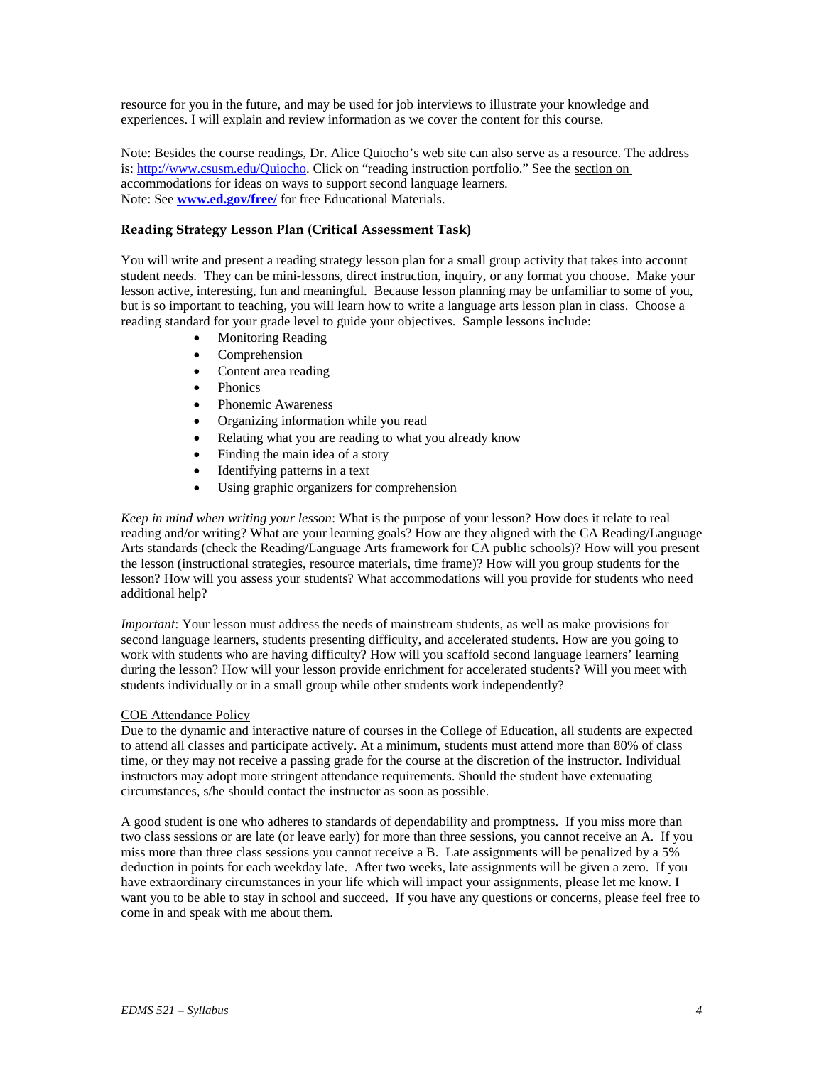resource for you in the future, and may be used for job interviews to illustrate your knowledge and experiences. I will explain and review information as we cover the content for this course.

Note: Besides the course readings, Dr. Alice Quiocho's web site can also serve as a resource. The address is: [http://www.csusm.edu/Quiocho](http://www.csusm.edu/Quiocho). Click on "reading instruction portfolio." See the section on accommodations for ideas on ways to support second language learners.
Note: See **[www.ed.gov/free/](http://www.ed.gov/free/)** for free Educational Materials.

### Reading Strategy Lesson Plan (Critical Assessment Task)

You will write and present a reading strategy lesson plan for a small group activity that takes into account student needs. They can be mini-lessons, direct instruction, inquiry, or any format you choose. Make your lesson active, interesting, fun and meaningful. Because lesson planning may be unfamiliar to some of you, but is so important to teaching, you will learn how to write a language arts lesson plan in class. Choose a reading standard for your grade level to guide your objectives. Sample lessons include:

- Monitoring Reading
- Comprehension
- Content area reading
- Phonics
- Phonemic Awareness
- Organizing information while you read
- Relating what you are reading to what you already know
- Finding the main idea of a story
- Identifying patterns in a text
- Using graphic organizers for comprehension

*Keep in mind when writing your lesson*: What is the purpose of your lesson? How does it relate to real reading and/or writing? What are your learning goals? How are they aligned with the CA Reading/Language Arts standards (check the Reading/Language Arts framework for CA public schools)? How will you present the lesson (instructional strategies, resource materials, time frame)? How will you group students for the lesson? How will you assess your students? What accommodations will you provide for students who need additional help?

*Important*: Your lesson must address the needs of mainstream students, as well as make provisions for second language learners, students presenting difficulty, and accelerated students. How are you going to work with students who are having difficulty? How will you scaffold second language learners' learning during the lesson? How will your lesson provide enrichment for accelerated students? Will you meet with students individually or in a small group while other students work independently?

COE Attendance Policy

Due to the dynamic and interactive nature of courses in the College of Education, all students are expected to attend all classes and participate actively. At a minimum, students must attend more than 80% of class time, or they may not receive a passing grade for the course at the discretion of the instructor. Individual instructors may adopt more stringent attendance requirements. Should the student have extenuating circumstances, s/he should contact the instructor as soon as possible.

A good student is one who adheres to standards of dependability and promptness. If you miss more than two class sessions or are late (or leave early) for more than three sessions, you cannot receive an A. If you miss more than three class sessions you cannot receive a B. Late assignments will be penalized by a 5% deduction in points for each weekday late. After two weeks, late assignments will be given a zero. If you have extraordinary circumstances in your life which will impact your assignments, please let me know. I want you to be able to stay in school and succeed. If you have any questions or concerns, please feel free to come in and speak with me about them.